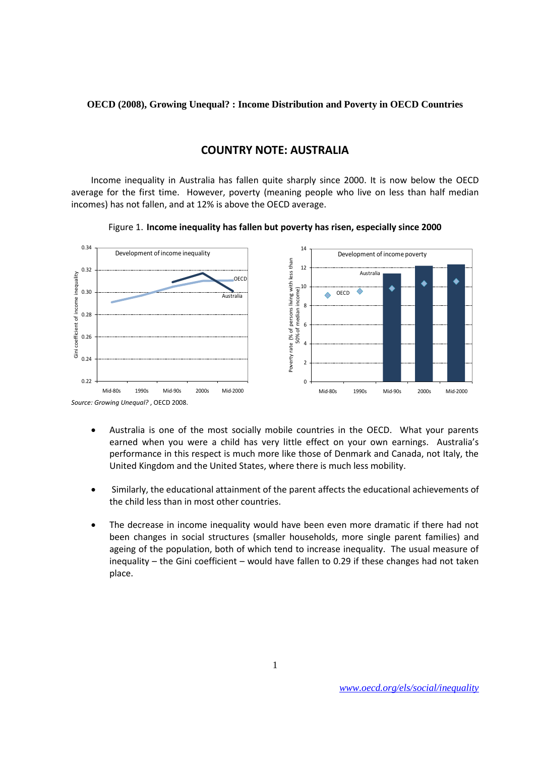**OECD (2008), Growing Unequal? : Income Distribution and Poverty in OECD Countries**

## COUNTRY NOTE: AUSTRALIA

Income inequality in Australia has fallen quite sharply since 2000. It is now below the OECD average for the first time. However, poverty (meaning people who live on less than half median incomes) has not fallen, and at 12% is above the OECD average.

Figure 1. **Income inequality has fallen but poverty has risen, especially since 2000**

*Source: Growing Unequal?* , OECD 2008.

- Australia is one of the most socially mobile countries in the OECD. What your parents earned when you were a child has very little effect on your own earnings. Australia's performance in this respect is much more like those of Denmark and Canada, not Italy, the United Kingdom and the United States, where there is much less mobility.

- Similarly, the educational attainment of the parent affects the educational achievements of the child less than in most other countries.

- The decrease in income inequality would have been even more dramatic if there had not been changes in social structures (smaller households, more single parent families) and ageing of the population, both of which tend to increase inequality. The usual measure of inequality – the Gini coefficient – would have fallen to 0.29 if these changes had not taken place.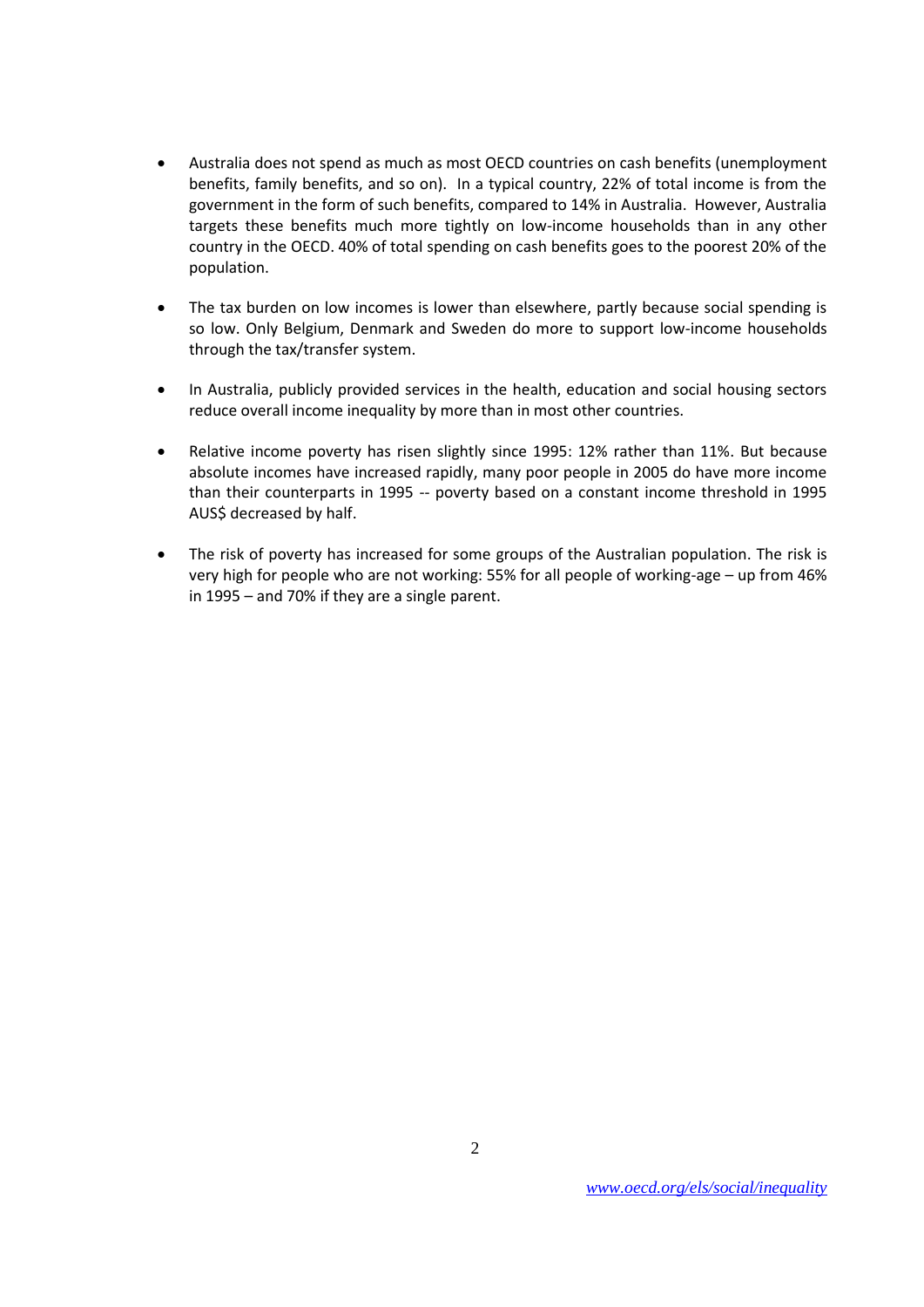- Australia does not spend as much as most OECD countries on cash benefits (unemployment benefits, family benefits, and so on). In a typical country, 22% of total income is from the government in the form of such benefits, compared to 14% in Australia. However, Australia targets these benefits much more tightly on low-income households than in any other country in the OECD. 40% of total spending on cash benefits goes to the poorest 20% of the population.

- The tax burden on low incomes is lower than elsewhere, partly because social spending is so low. Only Belgium, Denmark and Sweden do more to support low-income households through the tax/transfer system.

- In Australia, publicly provided services in the health, education and social housing sectors reduce overall income inequality by more than in most other countries.

- Relative income poverty has risen slightly since 1995: 12% rather than 11%. But because absolute incomes have increased rapidly, many poor people in 2005 do have more income than their counterparts in 1995 -- poverty based on a constant income threshold in 1995 AUS$ decreased by half.

- The risk of poverty has increased for some groups of the Australian population. The risk is very high for people who are not working: 55% for all people of working-age – up from 46% in 1995 – and 70% if they are a single parent.